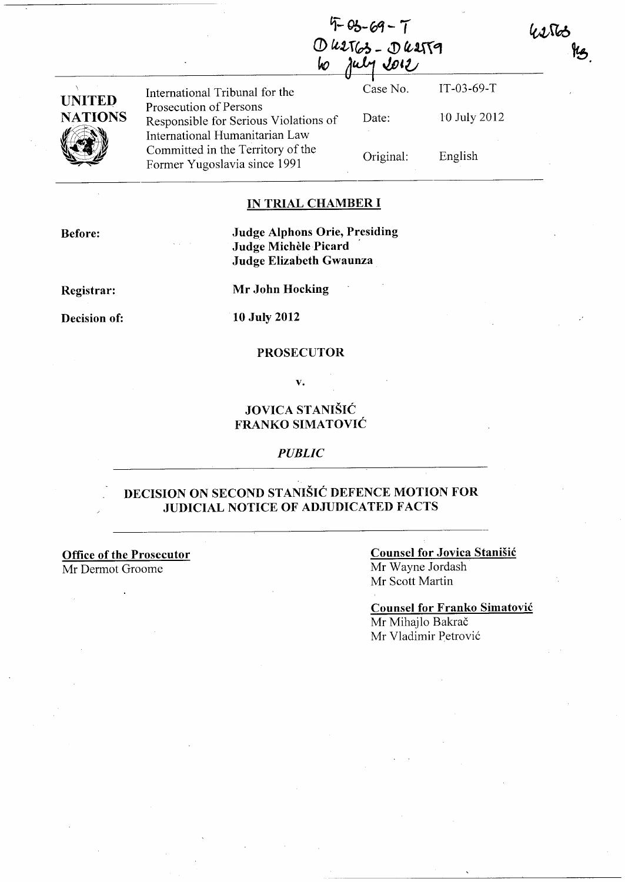IT-03-69-T
D42563 - D42559
10 July 2012

42563
ks.

| UNITED NATIONS | International Tribunal for the Prosecution of Persons Responsible for Serious Violations of International Humanitarian Law Committed in the Territory of the Former Yugoslavia since 1991 | Case No. | IT-03-69-T |
|---|---|---|---|
| | | Date: | 10 July 2012 |
| | | Original: | English |

## IN TRIAL CHAMBER I

**Before:** **Judge Alphons Orie, Presiding**
**Judge Michèle Picard**
**Judge Elizabeth Gwaunza**

**Registrar:** **Mr John Hocking**

**Decision of:** **10 July 2012**

**PROSECUTOR**

**v.**

**JOVICA STANIŠIĆ**
**FRANKO SIMATOVIĆ**

*PUBLIC*

## DECISION ON SECOND STANIŠIĆ DEFENCE MOTION FOR JUDICIAL NOTICE OF ADJUDICATED FACTS

**Office of the Prosecutor**
Mr Dermot Groome

**Counsel for Jovica Stanišić**
Mr Wayne Jordash
Mr Scott Martin

**Counsel for Franko Simatović**
Mr Mihajlo Bakrač
Mr Vladimir Petrović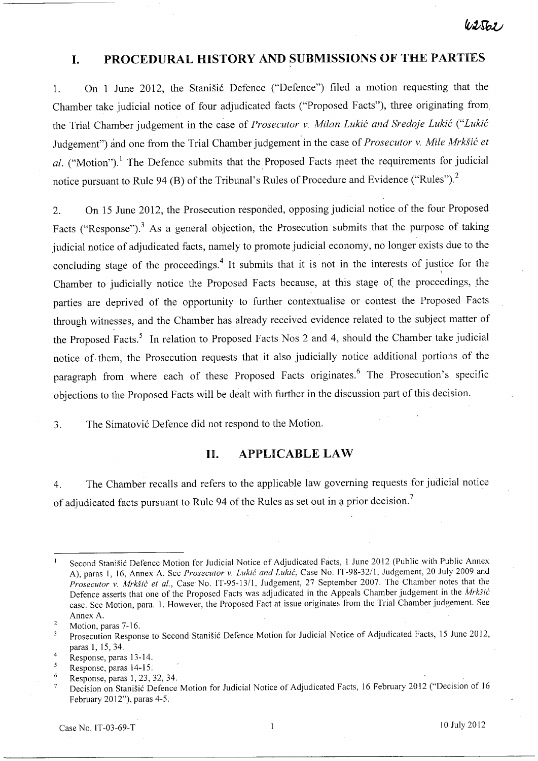# I. PROCEDURAL HISTORY AND SUBMISSIONS OF THE PARTIES

1. On 1 June 2012, the Stanišić Defence ("Defence") filed a motion requesting that the Chamber take judicial notice of four adjudicated facts ("Proposed Facts"), three originating from the Trial Chamber judgement in the case of *Prosecutor v. Milan Lukić and Sredoje Lukić* ("*Lukić* Judgement") and one from the Trial Chamber judgement in the case of *Prosecutor v. Mile Mrkšić et al.* ("Motion").[1] The Defence submits that the Proposed Facts meet the requirements for judicial notice pursuant to Rule 94 (B) of the Tribunal's Rules of Procedure and Evidence ("Rules").[2]

2. On 15 June 2012, the Prosecution responded, opposing judicial notice of the four Proposed Facts ("Response").[3] As a general objection, the Prosecution submits that the purpose of taking judicial notice of adjudicated facts, namely to promote judicial economy, no longer exists due to the concluding stage of the proceedings.[4] It submits that it is not in the interests of justice for the Chamber to judicially notice the Proposed Facts because, at this stage of the proceedings, the parties are deprived of the opportunity to further contextualise or contest the Proposed Facts through witnesses, and the Chamber has already received evidence related to the subject matter of the Proposed Facts.[5] In relation to Proposed Facts Nos 2 and 4, should the Chamber take judicial notice of them, the Prosecution requests that it also judicially notice additional portions of the paragraph from where each of these Proposed Facts originates.[6] The Prosecution's specific objections to the Proposed Facts will be dealt with further in the discussion part of this decision.

3. The Simatović Defence did not respond to the Motion.

# II. APPLICABLE LAW

4. The Chamber recalls and refers to the applicable law governing requests for judicial notice of adjudicated facts pursuant to Rule 94 of the Rules as set out in a prior decision.[7]

---

[1] Second Stanišić Defence Motion for Judicial Notice of Adjudicated Facts, 1 June 2012 (Public with Public Annex A), paras 1, 16, Annex A. See *Prosecutor v. Lukić and Lukić*, Case No. IT-98-32/1, Judgement, 20 July 2009 and *Prosecutor v. Mrkšić et al.*, Case No. IT-95-13/1, Judgement, 27 September 2007. The Chamber notes that the Defence asserts that one of the Proposed Facts was adjudicated in the Appeals Chamber judgement in the *Mrkšić* case. See Motion, para. 1. However, the Proposed Fact at issue originates from the Trial Chamber judgement. See Annex A.

[2] Motion, paras 7-16.

[3] Prosecution Response to Second Stanišić Defence Motion for Judicial Notice of Adjudicated Facts, 15 June 2012, paras 1, 15, 34.

[4] Response, paras 13-14.

[5] Response, paras 14-15.

[6] Response, paras 1, 23, 32, 34.

[7] Decision on Stanišić Defence Motion for Judicial Notice of Adjudicated Facts, 16 February 2012 ("Decision of 16 February 2012"), paras 4-5.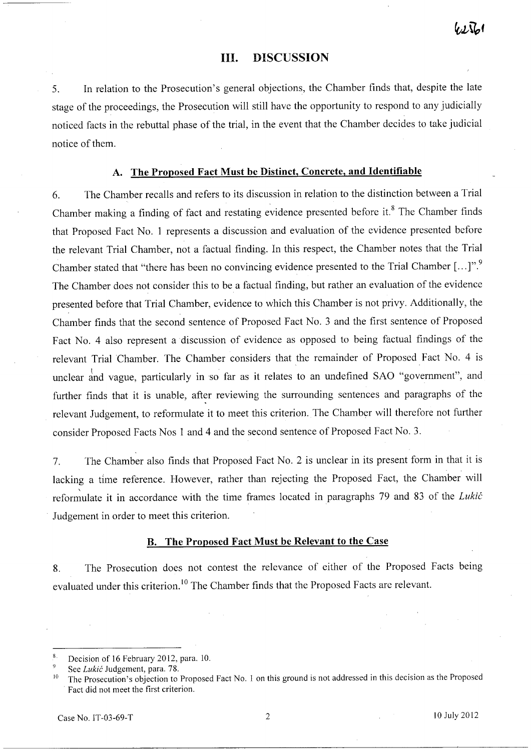## III. DISCUSSION

5. In relation to the Prosecution's general objections, the Chamber finds that, despite the late stage of the proceedings, the Prosecution will still have the opportunity to respond to any judicially noticed facts in the rebuttal phase of the trial, in the event that the Chamber decides to take judicial notice of them.

### A. The Proposed Fact Must be Distinct, Concrete, and Identifiable

6. The Chamber recalls and refers to its discussion in relation to the distinction between a Trial Chamber making a finding of fact and restating evidence presented before it.[8] The Chamber finds that Proposed Fact No. 1 represents a discussion and evaluation of the evidence presented before the relevant Trial Chamber, not a factual finding. In this respect, the Chamber notes that the Trial Chamber stated that "there has been no convincing evidence presented to the Trial Chamber [...]".[9] The Chamber does not consider this to be a factual finding, but rather an evaluation of the evidence presented before that Trial Chamber, evidence to which this Chamber is not privy. Additionally, the Chamber finds that the second sentence of Proposed Fact No. 3 and the first sentence of Proposed Fact No. 4 also represent a discussion of evidence as opposed to being factual findings of the relevant Trial Chamber. The Chamber considers that the remainder of Proposed Fact No. 4 is unclear and vague, particularly in so far as it relates to an undefined SAO "government", and further finds that it is unable, after reviewing the surrounding sentences and paragraphs of the relevant Judgement, to reformulate it to meet this criterion. The Chamber will therefore not further consider Proposed Facts Nos 1 and 4 and the second sentence of Proposed Fact No. 3.

7. The Chamber also finds that Proposed Fact No. 2 is unclear in its present form in that it is lacking a time reference. However, rather than rejecting the Proposed Fact, the Chamber will reformulate it in accordance with the time frames located in paragraphs 79 and 83 of the *Lukić* Judgement in order to meet this criterion.

### B. The Proposed Fact Must be Relevant to the Case

8. The Prosecution does not contest the relevance of either of the Proposed Facts being evaluated under this criterion.[10] The Chamber finds that the Proposed Facts are relevant.

---

[8] Decision of 16 February 2012, para. 10.

[9] See *Lukić* Judgement, para. 78.

[10] The Prosecution's objection to Proposed Fact No. 1 on this ground is not addressed in this decision as the Proposed Fact did not meet the first criterion.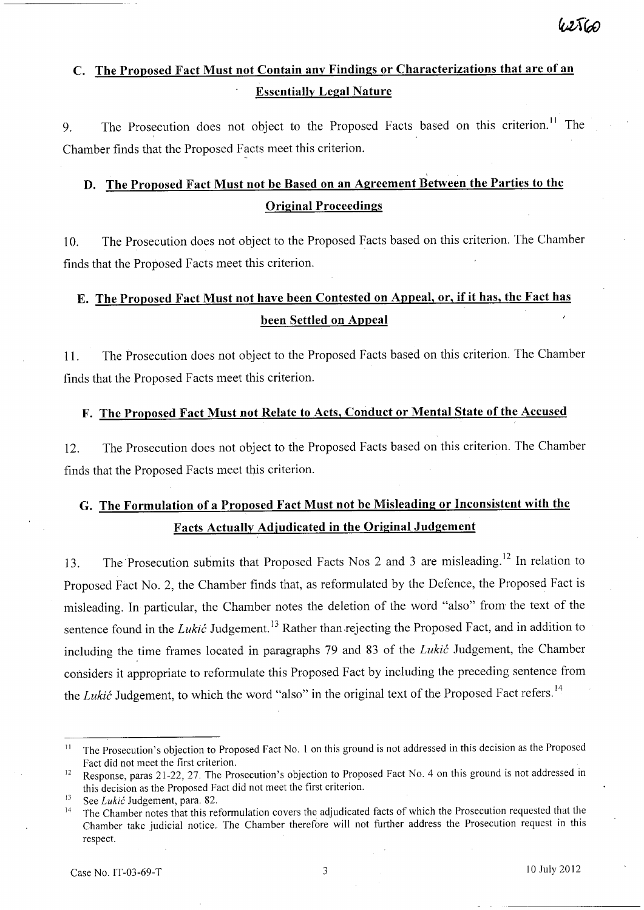## C. The Proposed Fact Must not Contain any Findings or Characterizations that are of an Essentially Legal Nature

9. The Prosecution does not object to the Proposed Facts based on this criterion.[11] The Chamber finds that the Proposed Facts meet this criterion.

## D. The Proposed Fact Must not be Based on an Agreement Between the Parties to the Original Proceedings

10. The Prosecution does not object to the Proposed Facts based on this criterion. The Chamber finds that the Proposed Facts meet this criterion.

## E. The Proposed Fact Must not have been Contested on Appeal, or, if it has, the Fact has been Settled on Appeal

11. The Prosecution does not object to the Proposed Facts based on this criterion. The Chamber finds that the Proposed Facts meet this criterion.

## F. The Proposed Fact Must not Relate to Acts, Conduct or Mental State of the Accused

12. The Prosecution does not object to the Proposed Facts based on this criterion. The Chamber finds that the Proposed Facts meet this criterion.

## G. The Formulation of a Proposed Fact Must not be Misleading or Inconsistent with the Facts Actually Adjudicated in the Original Judgement

13. The Prosecution submits that Proposed Facts Nos 2 and 3 are misleading.[12] In relation to Proposed Fact No. 2, the Chamber finds that, as reformulated by the Defence, the Proposed Fact is misleading. In particular, the Chamber notes the deletion of the word "also" from the text of the sentence found in the *Lukić* Judgement.[13] Rather than rejecting the Proposed Fact, and in addition to including the time frames located in paragraphs 79 and 83 of the *Lukić* Judgement, the Chamber considers it appropriate to reformulate this Proposed Fact by including the preceding sentence from the *Lukić* Judgement, to which the word "also" in the original text of the Proposed Fact refers.[14]

---

[11] The Prosecution's objection to Proposed Fact No. 1 on this ground is not addressed in this decision as the Proposed Fact did not meet the first criterion.

[12] Response, paras 21-22, 27. The Prosecution's objection to Proposed Fact No. 4 on this ground is not addressed in this decision as the Proposed Fact did not meet the first criterion.

[13] See *Lukić* Judgement, para. 82.

[14] The Chamber notes that this reformulation covers the adjudicated facts of which the Prosecution requested that the Chamber take judicial notice. The Chamber therefore will not further address the Prosecution request in this respect.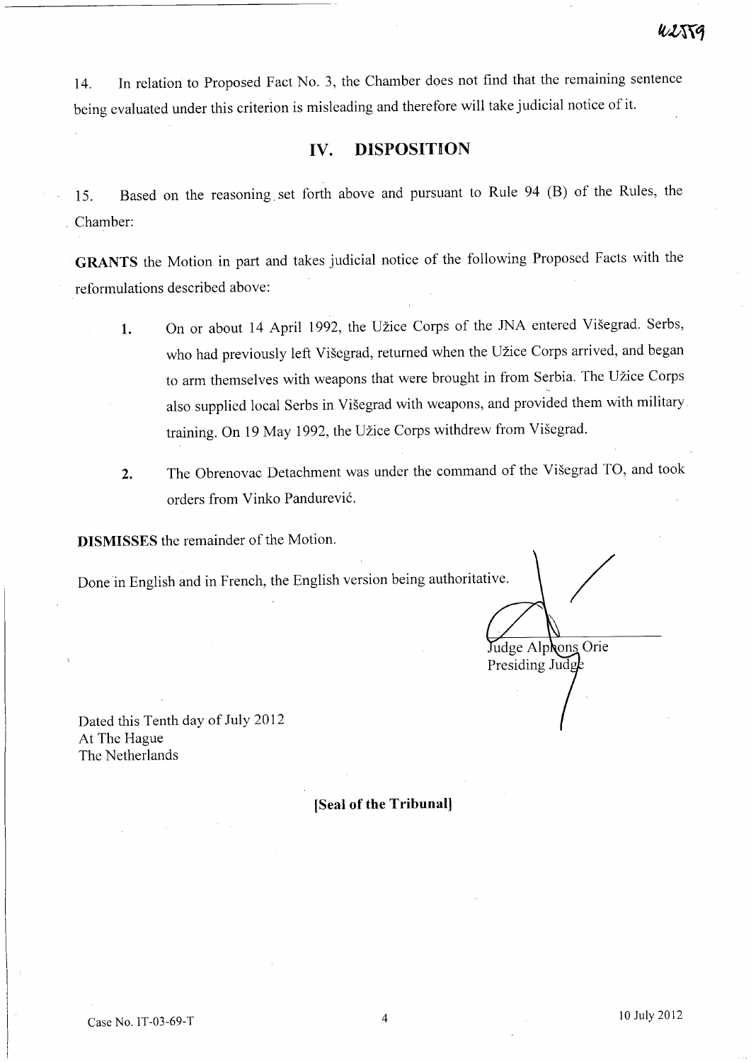14. In relation to Proposed Fact No. 3, the Chamber does not find that the remaining sentence being evaluated under this criterion is misleading and therefore will take judicial notice of it.

## IV. DISPOSITION

15. Based on the reasoning set forth above and pursuant to Rule 94 (B) of the Rules, the Chamber:

**GRANTS** the Motion in part and takes judicial notice of the following Proposed Facts with the reformulations described above:

1. On or about 14 April 1992, the Užice Corps of the JNA entered Višegrad. Serbs, who had previously left Višegrad, returned when the Užice Corps arrived, and began to arm themselves with weapons that were brought in from Serbia. The Užice Corps also supplied local Serbs in Višegrad with weapons, and provided them with military training. On 19 May 1992, the Užice Corps withdrew from Višegrad.

2. The Obrenovac Detachment was under the command of the Višegrad TO, and took orders from Vinko Pandurević.

**DISMISSES** the remainder of the Motion.

Done in English and in French, the English version being authoritative.

Judge Alphons Orie
Presiding Judge

Dated this Tenth day of July 2012
At The Hague
The Netherlands

**[Seal of the Tribunal]**